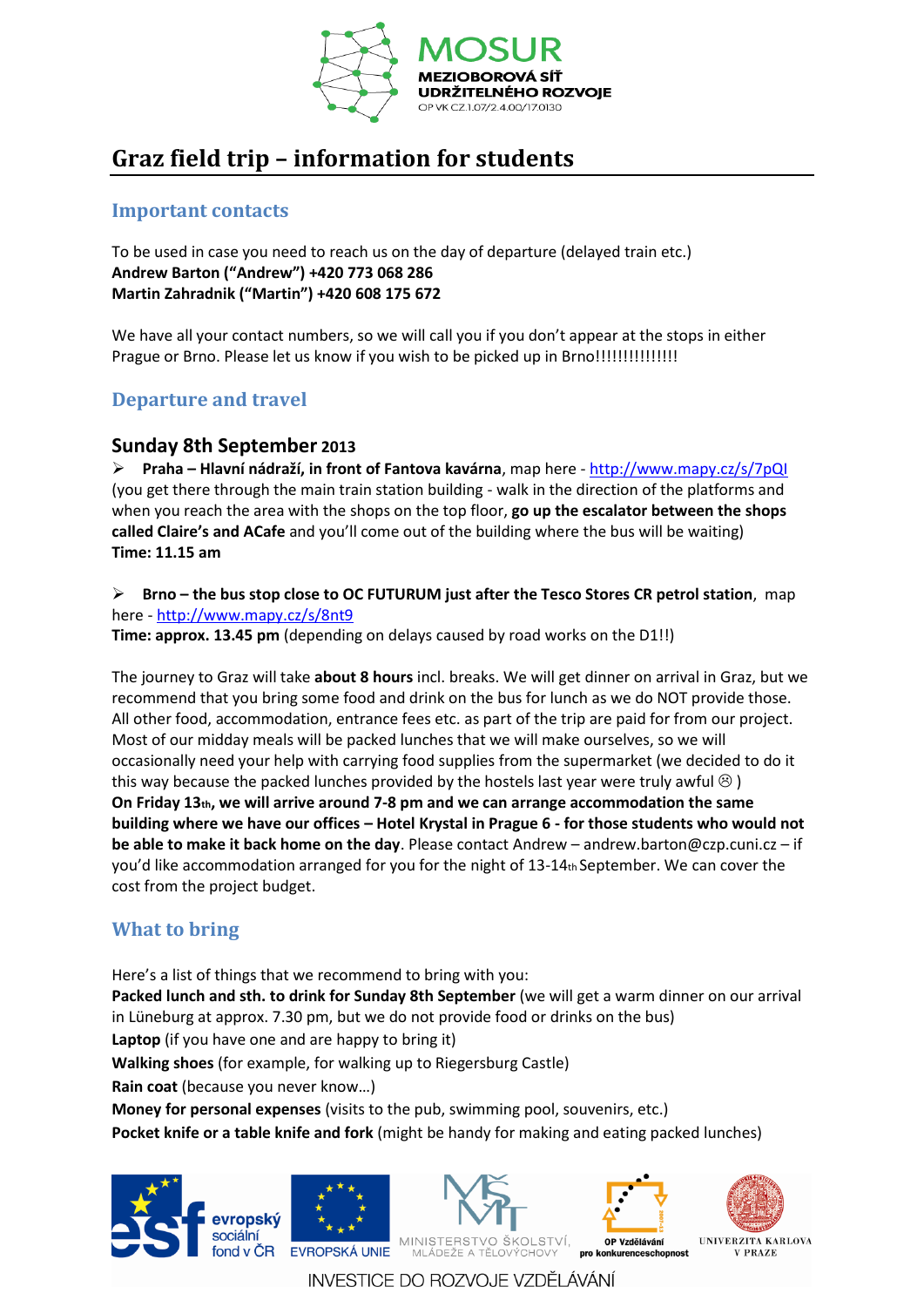MOSUR
MEZIOBOROVÁ SÍŤ UDRŽITELNÉHO ROZVOJE
OP VK CZ.1.07/2.4.00/17.0130

# Graz field trip – information for students

## Important contacts

To be used in case you need to reach us on the day of departure (delayed train etc.)
**Andrew Barton ("Andrew") +420 773 068 286**
**Martin Zahradnik ("Martin") +420 608 175 672**

We have all your contact numbers, so we will call you if you don't appear at the stops in either Prague or Brno. Please let us know if you wish to be picked up in Brno!!!!!!!!!!!!!!!

## Departure and travel

### Sunday 8th September 2013

- **Praha – Hlavní nádraží, in front of Fantova kavárna**, map here - http://www.mapy.cz/s/7pQI (you get there through the main train station building - walk in the direction of the platforms and when you reach the area with the shops on the top floor, **go up the escalator between the shops called Claire's and ACafe** and you'll come out of the building where the bus will be waiting)
  **Time: 11.15 am**

- **Brno – the bus stop close to OC FUTURUM just after the Tesco Stores CR petrol station**, map here - http://www.mapy.cz/s/8nt9
  **Time: approx. 13.45 pm** (depending on delays caused by road works on the D1!!)

The journey to Graz will take **about 8 hours** incl. breaks. We will get dinner on arrival in Graz, but we recommend that you bring some food and drink on the bus for lunch as we do NOT provide those. All other food, accommodation, entrance fees etc. as part of the trip are paid for from our project. Most of our midday meals will be packed lunches that we will make ourselves, so we will occasionally need your help with carrying food supplies from the supermarket (we decided to do it this way because the packed lunches provided by the hostels last year were truly awful ☹ )
**On Friday 13th, we will arrive around 7-8 pm and we can arrange accommodation the same building where we have our offices – Hotel Krystal in Prague 6 - for those students who would not be able to make it back home on the day**. Please contact Andrew – andrew.barton@czp.cuni.cz – if you'd like accommodation arranged for you for the night of 13-14th September. We can cover the cost from the project budget.

## What to bring

Here's a list of things that we recommend to bring with you:
**Packed lunch and sth. to drink for Sunday 8th September** (we will get a warm dinner on our arrival in Lüneburg at approx. 7.30 pm, but we do not provide food or drinks on the bus)
**Laptop** (if you have one and are happy to bring it)
**Walking shoes** (for example, for walking up to Riegersburg Castle)
**Rain coat** (because you never know…)
**Money for personal expenses** (visits to the pub, swimming pool, souvenirs, etc.)
**Pocket knife or a table knife and fork** (might be handy for making and eating packed lunches)

evropský sociální fond v ČR | EVROPSKÁ UNIE | MINISTERSTVO ŠKOLSTVÍ, MLÁDEŽE A TĚLOVÝCHOVY | OP Vzdělávání pro konkurenceschopnost | UNIVERZITA KARLOVA V PRAZE

INVESTICE DO ROZVOJE VZDĚLÁVÁNÍ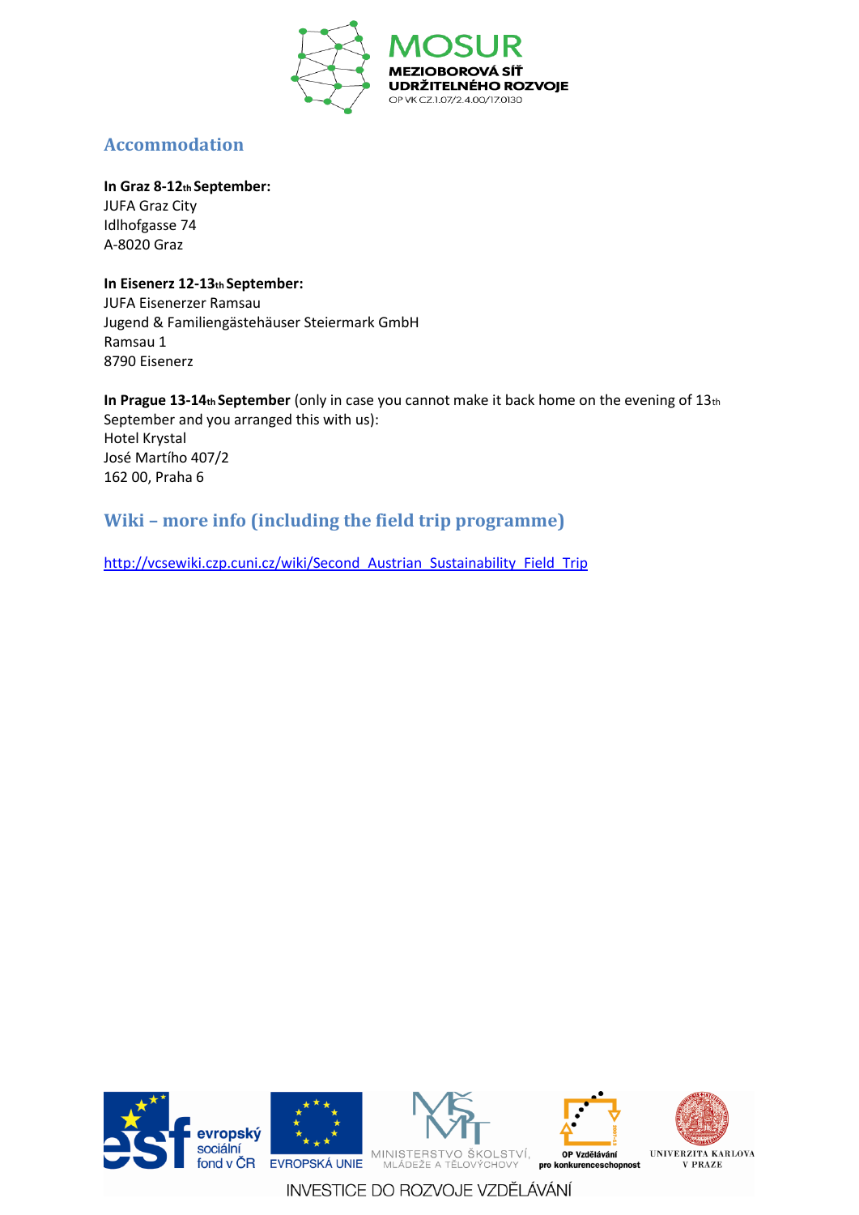## Accommodation

**In Graz 8-12th September:**
JUFA Graz City
Idlhofgasse 74
A-8020 Graz

**In Eisenerz 12-13th September:**
JUFA Eisenerzer Ramsau
Jugend & Familiengästehäuser Steiermark GmbH
Ramsau 1
8790 Eisenerz

**In Prague 13-14th September** (only in case you cannot make it back home on the evening of 13th September and you arranged this with us):
Hotel Krystal
José Martího 407/2
162 00, Praha 6

## Wiki – more info (including the field trip programme)

http://vcsewiki.czp.cuni.cz/wiki/Second_Austrian_Sustainability_Field_Trip